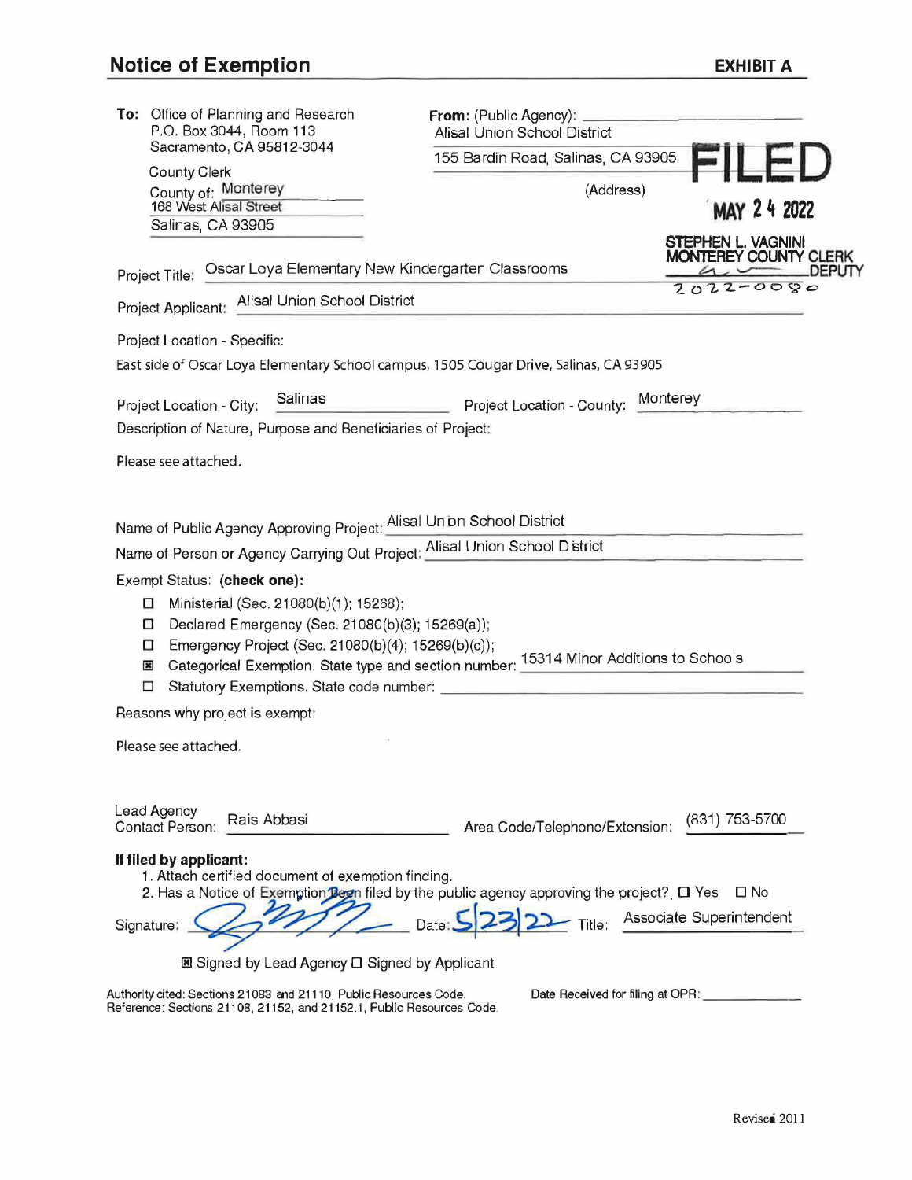## Notice of Exemption

**EXHIBIT A**

**To:** Office of Planning and Research
P.O. Box 3044, Room 113
Sacramento, CA 95812-3044

County Clerk
County of: Monterey
168 West Alisal Street
Salinas, CA 93905

**From:** (Public Agency):
Alisal Union School District
155 Bardin Road, Salinas, CA 93905
(Address)

**FILED**
MAY 24 2022
STEPHEN L. VAGNINI
MONTEREY COUNTY CLERK
DEPUTY
2022-0080

Project Title: Oscar Loya Elementary New Kindergarten Classrooms

Project Applicant: Alisal Union School District

Project Location - Specific:

East side of Oscar Loya Elementary School campus, 1505 Cougar Drive, Salinas, CA 93905

Project Location - City: Salinas Project Location - County: Monterey

Description of Nature, Purpose and Beneficiaries of Project:

Please see attached.

Name of Public Agency Approving Project: Alisal Union School District

Name of Person or Agency Carrying Out Project: Alisal Union School District

Exempt Status: **(check one):**

- ☐ Ministerial (Sec. 21080(b)(1); 15268);
- ☐ Declared Emergency (Sec. 21080(b)(3); 15269(a));
- ☐ Emergency Project (Sec. 21080(b)(4); 15269(b)(c));
- ☒ Categorical Exemption. State type and section number: 15314 Minor Additions to Schools
- ☐ Statutory Exemptions. State code number:

Reasons why project is exempt:

Please see attached.

Lead Agency Contact Person: Rais Abbasi Area Code/Telephone/Extension: (831) 753-5700

**If filed by applicant:**

1. Attach certified document of exemption finding.
2. Has a Notice of Exemption been filed by the public agency approving the project? ☐ Yes ☐ No

Signature: [signature] Date: 5/23/22 Title: Associate Superintendent

☒ Signed by Lead Agency ☐ Signed by Applicant

Authority cited: Sections 21083 and 21110, Public Resources Code.
Reference: Sections 21108, 21152, and 21152.1, Public Resources Code.

Date Received for filing at OPR:

Revised 2011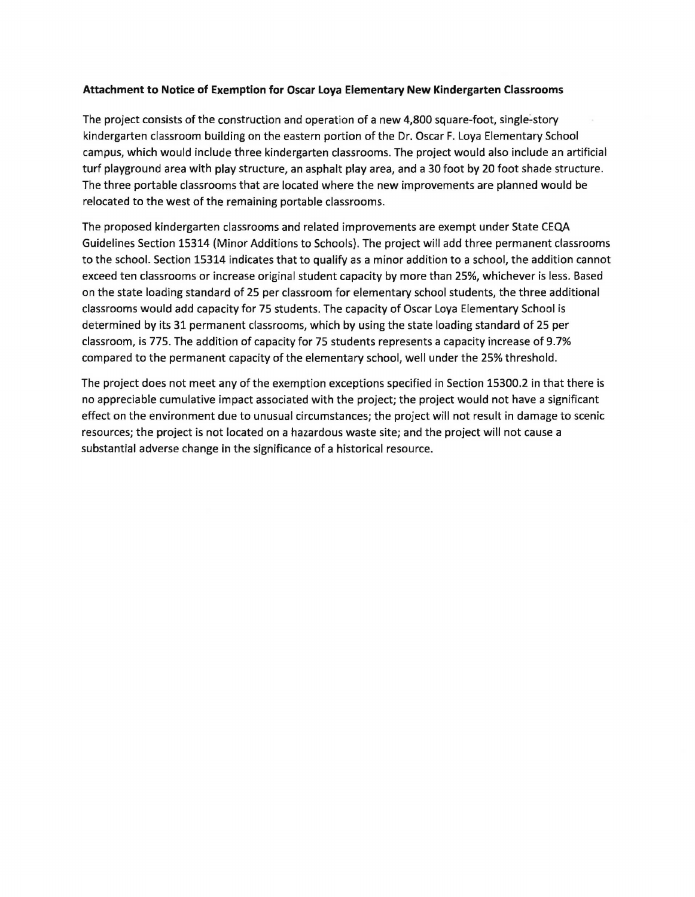**Attachment to Notice of Exemption for Oscar Loya Elementary New Kindergarten Classrooms**

The project consists of the construction and operation of a new 4,800 square-foot, single-story kindergarten classroom building on the eastern portion of the Dr. Oscar F. Loya Elementary School campus, which would include three kindergarten classrooms. The project would also include an artificial turf playground area with play structure, an asphalt play area, and a 30 foot by 20 foot shade structure. The three portable classrooms that are located where the new improvements are planned would be relocated to the west of the remaining portable classrooms.

The proposed kindergarten classrooms and related improvements are exempt under State CEQA Guidelines Section 15314 (Minor Additions to Schools). The project will add three permanent classrooms to the school. Section 15314 indicates that to qualify as a minor addition to a school, the addition cannot exceed ten classrooms or increase original student capacity by more than 25%, whichever is less. Based on the state loading standard of 25 per classroom for elementary school students, the three additional classrooms would add capacity for 75 students. The capacity of Oscar Loya Elementary School is determined by its 31 permanent classrooms, which by using the state loading standard of 25 per classroom, is 775. The addition of capacity for 75 students represents a capacity increase of 9.7% compared to the permanent capacity of the elementary school, well under the 25% threshold.

The project does not meet any of the exemption exceptions specified in Section 15300.2 in that there is no appreciable cumulative impact associated with the project; the project would not have a significant effect on the environment due to unusual circumstances; the project will not result in damage to scenic resources; the project is not located on a hazardous waste site; and the project will not cause a substantial adverse change in the significance of a historical resource.